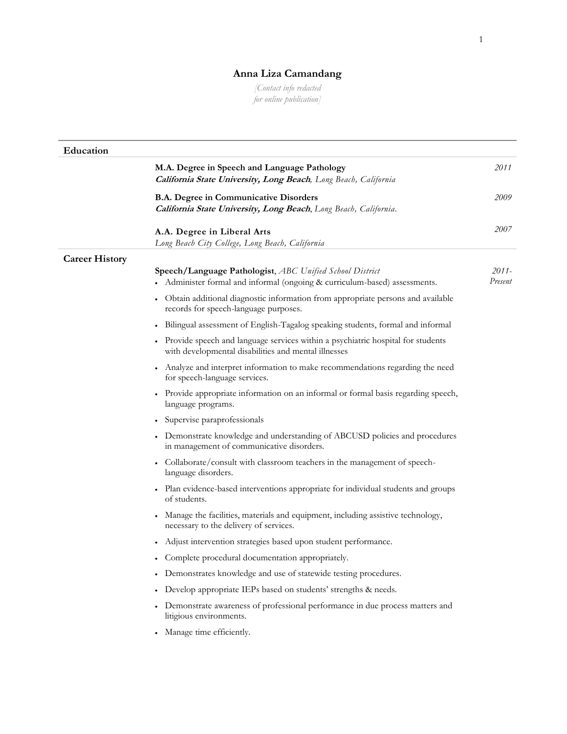# Anna Liza Camandang

*[Contact info redacted for online publication]*

## Education

**M.A. Degree in Speech and Language Pathology** — 2011
***California State University, Long Beach***, *Long Beach, California*

**B.A. Degree in Communicative Disorders** — 2009
***California State University, Long Beach***, *Long Beach, California.*

**A.A. Degree in Liberal Arts** — 2007
*Long Beach City College, Long Beach, California*

## Career History

**Speech/Language Pathologist**, *ABC Unified School District* — *2011-Present*

- Administer formal and informal (ongoing & curriculum-based) assessments.
- Obtain additional diagnostic information from appropriate persons and available records for speech-language purposes.
- Bilingual assessment of English-Tagalog speaking students, formal and informal
- Provide speech and language services within a psychiatric hospital for students with developmental disabilities and mental illnesses
- Analyze and interpret information to make recommendations regarding the need for speech-language services.
- Provide appropriate information on an informal or formal basis regarding speech, language programs.
- Supervise paraprofessionals
- Demonstrate knowledge and understanding of ABCUSD policies and procedures in management of communicative disorders.
- Collaborate/consult with classroom teachers in the management of speech-language disorders.
- Plan evidence-based interventions appropriate for individual students and groups of students.
- Manage the facilities, materials and equipment, including assistive technology, necessary to the delivery of services.
- Adjust intervention strategies based upon student performance.
- Complete procedural documentation appropriately.
- Demonstrates knowledge and use of statewide testing procedures.
- Develop appropriate IEPs based on students' strengths & needs.
- Demonstrate awareness of professional performance in due process matters and litigious environments.
- Manage time efficiently.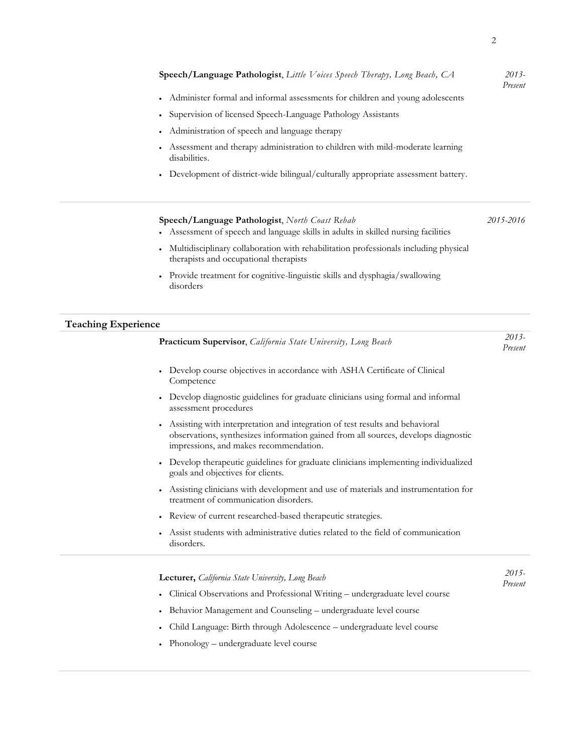**Speech/Language Pathologist**, *Little Voices Speech Therapy, Long Beach, CA* *2013-Present*

- Administer formal and informal assessments for children and young adolescents
- Supervision of licensed Speech-Language Pathology Assistants
- Administration of speech and language therapy
- Assessment and therapy administration to children with mild-moderate learning disabilities.
- Development of district-wide bilingual/culturally appropriate assessment battery.

---

**Speech/Language Pathologist**, *North Coast Rehab* *2015-2016*

- Assessment of speech and language skills in adults in skilled nursing facilities
- Multidisciplinary collaboration with rehabilitation professionals including physical therapists and occupational therapists
- Provide treatment for cognitive-linguistic skills and dysphagia/swallowing disorders

---

## Teaching Experience

**Practicum Supervisor**, *California State University, Long Beach* *2013-Present*

- Develop course objectives in accordance with ASHA Certificate of Clinical Competence
- Develop diagnostic guidelines for graduate clinicians using formal and informal assessment procedures
- Assisting with interpretation and integration of test results and behavioral observations, synthesizes information gained from all sources, develops diagnostic impressions, and makes recommendation.
- Develop therapeutic guidelines for graduate clinicians implementing individualized goals and objectives for clients.
- Assisting clinicians with development and use of materials and instrumentation for treatment of communication disorders.
- Review of current researched-based therapeutic strategies.
- Assist students with administrative duties related to the field of communication disorders.

---

**Lecturer,** *California State University, Long Beach* *2015-Present*

- Clinical Observations and Professional Writing – undergraduate level course
- Behavior Management and Counseling – undergraduate level course
- Child Language: Birth through Adolescence – undergraduate level course
- Phonology – undergraduate level course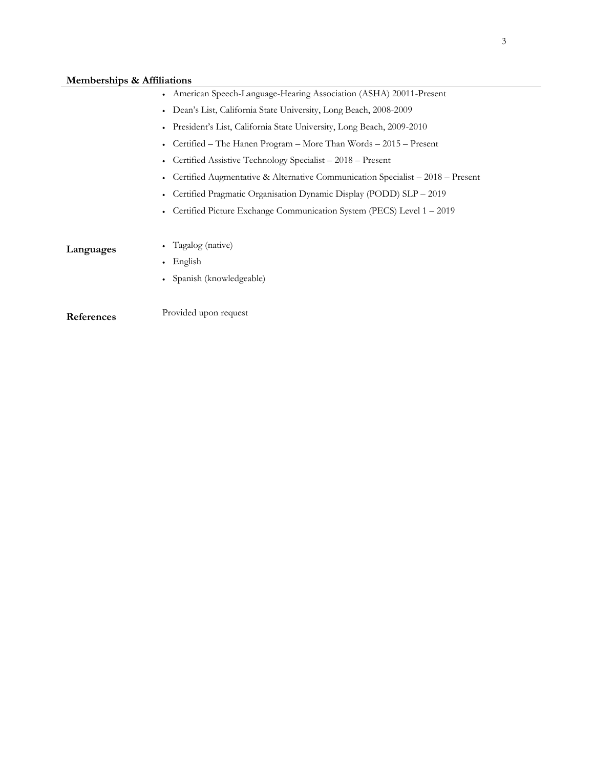## Memberships & Affiliations

- American Speech-Language-Hearing Association (ASHA) 20011-Present
- Dean's List, California State University, Long Beach, 2008-2009
- President's List, California State University, Long Beach, 2009-2010
- Certified – The Hanen Program – More Than Words – 2015 – Present
- Certified Assistive Technology Specialist – 2018 – Present
- Certified Augmentative & Alternative Communication Specialist – 2018 – Present
- Certified Pragmatic Organisation Dynamic Display (PODD) SLP – 2019
- Certified Picture Exchange Communication System (PECS) Level 1 – 2019

## Languages

- Tagalog (native)
- English
- Spanish (knowledgeable)

## References

Provided upon request